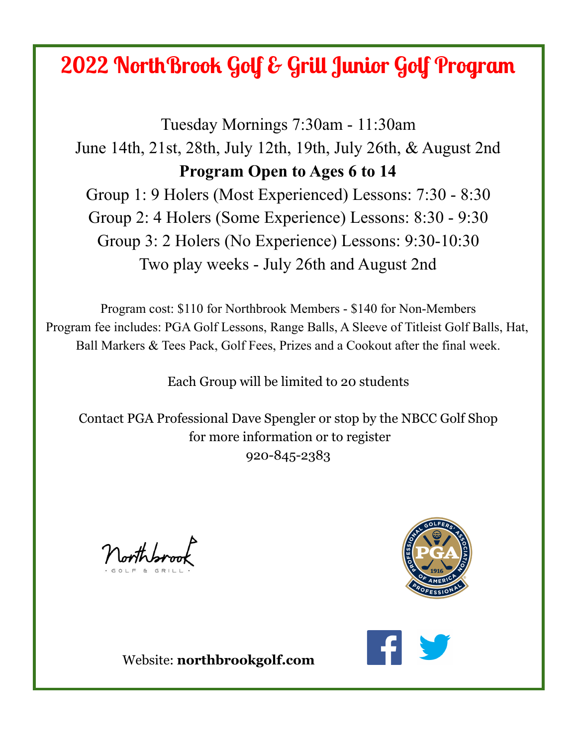# 2022 NorthBrook Golf & Grill Junior Golf Program

Tuesday Mornings 7:30am - 11:30am

June 14th, 21st, 28th, July 12th, 19th, July 26th, & August 2nd

**Program Open to Ages 6 to 14**

Group 1: 9 Holers (Most Experienced) Lessons: 7:30 - 8:30

Group 2: 4 Holers (Some Experience) Lessons: 8:30 - 9:30

Group 3: 2 Holers (No Experience) Lessons: 9:30-10:30

Two play weeks - July 26th and August 2nd

Program cost: $110 for Northbrook Members - $140 for Non-Members

Program fee includes: PGA Golf Lessons, Range Balls, A Sleeve of Titleist Golf Balls, Hat, Ball Markers & Tees Pack, Golf Fees, Prizes and a Cookout after the final week.

Each Group will be limited to 20 students

Contact PGA Professional Dave Spengler or stop by the NBCC Golf Shop for more information or to register

920-845-2383

Website: **northbrookgolf.com**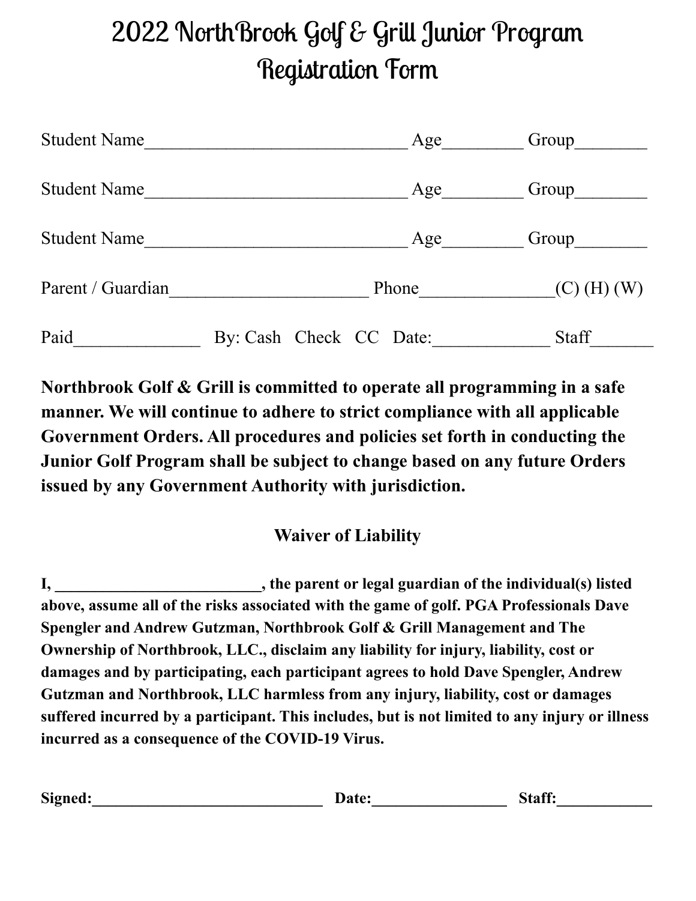# 2022 NorthBrook Golf & Grill Junior Program Registration Form

Student Name_____________________________ Age_________ Group________

Student Name_____________________________ Age_________ Group________

Student Name_____________________________ Age_________ Group________

Parent / Guardian______________________ Phone_______________(C) (H) (W)

Paid______________ By: Cash Check CC Date:_____________ Staff_______

**Northbrook Golf & Grill is committed to operate all programming in a safe manner. We will continue to adhere to strict compliance with all applicable Government Orders. All procedures and policies set forth in conducting the Junior Golf Program shall be subject to change based on any future Orders issued by any Government Authority with jurisdiction.**

## Waiver of Liability

**I, _________________________, the parent or legal guardian of the individual(s) listed above, assume all of the risks associated with the game of golf. PGA Professionals Dave Spengler and Andrew Gutzman, Northbrook Golf & Grill Management and The Ownership of Northbrook, LLC., disclaim any liability for injury, liability, cost or damages and by participating, each participant agrees to hold Dave Spengler, Andrew Gutzman and Northbrook, LLC harmless from any injury, liability, cost or damages suffered incurred by a participant. This includes, but is not limited to any injury or illness incurred as a consequence of the COVID-19 Virus.**

**Signed:_____________________________ Date:_________________ Staff:____________**